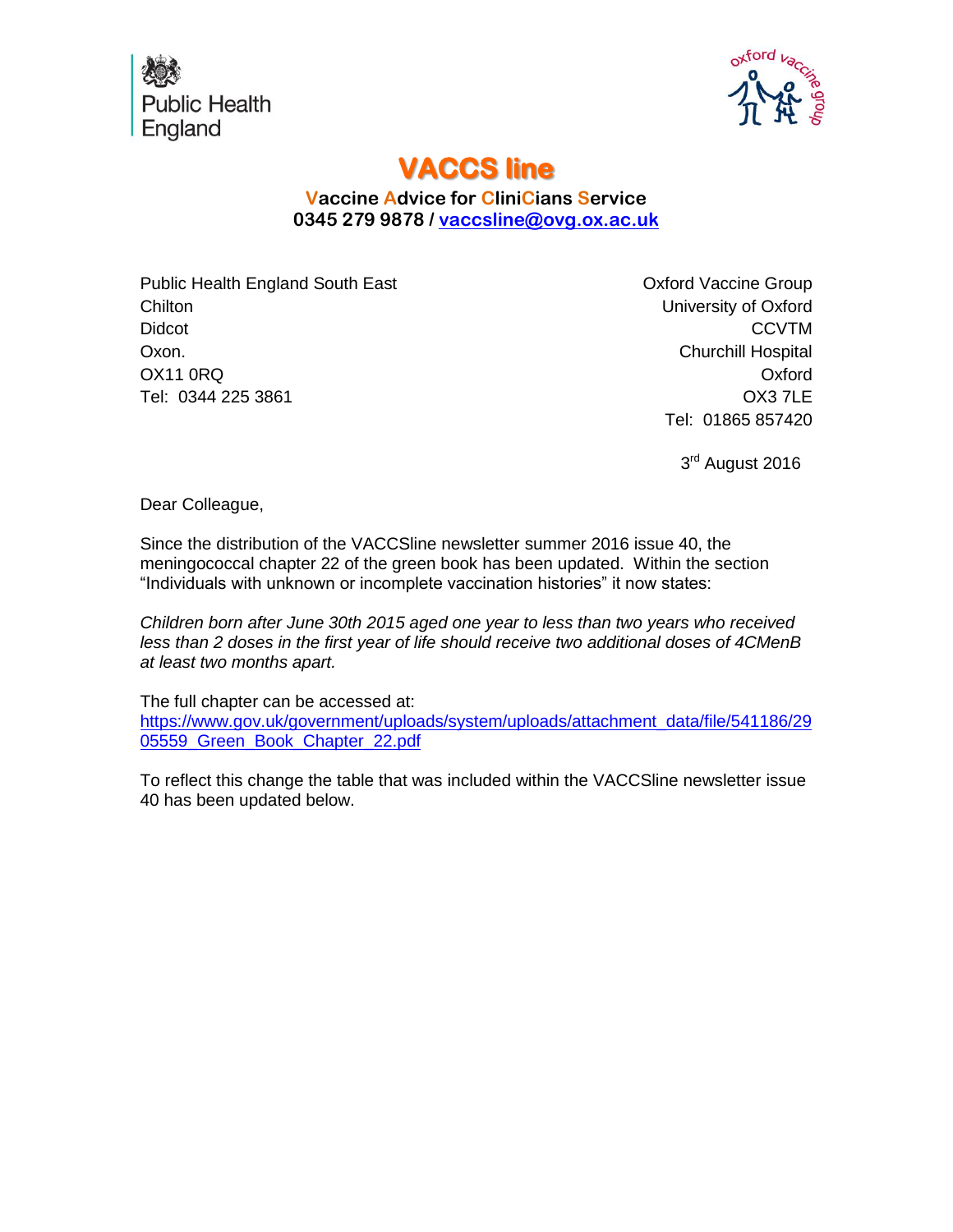Public Health England

oxford vaccine group

# VACCS line

**Vaccine Advice for CliniCians Service**
**0345 279 9878 / vaccsline@ovg.ox.ac.uk**

Public Health England South East
Chilton
Didcot
Oxon.
OX11 0RQ
Tel: 0344 225 3861

Oxford Vaccine Group
University of Oxford
CCVTM
Churchill Hospital
Oxford
OX3 7LE
Tel: 01865 857420

3rd August 2016

Dear Colleague,

Since the distribution of the VACCSline newsletter summer 2016 issue 40, the meningococcal chapter 22 of the green book has been updated. Within the section "Individuals with unknown or incomplete vaccination histories" it now states:

*Children born after June 30th 2015 aged one year to less than two years who received less than 2 doses in the first year of life should receive two additional doses of 4CMenB at least two months apart.*

The full chapter can be accessed at:
https://www.gov.uk/government/uploads/system/uploads/attachment_data/file/541186/2905559_Green_Book_Chapter_22.pdf

To reflect this change the table that was included within the VACCSline newsletter issue 40 has been updated below.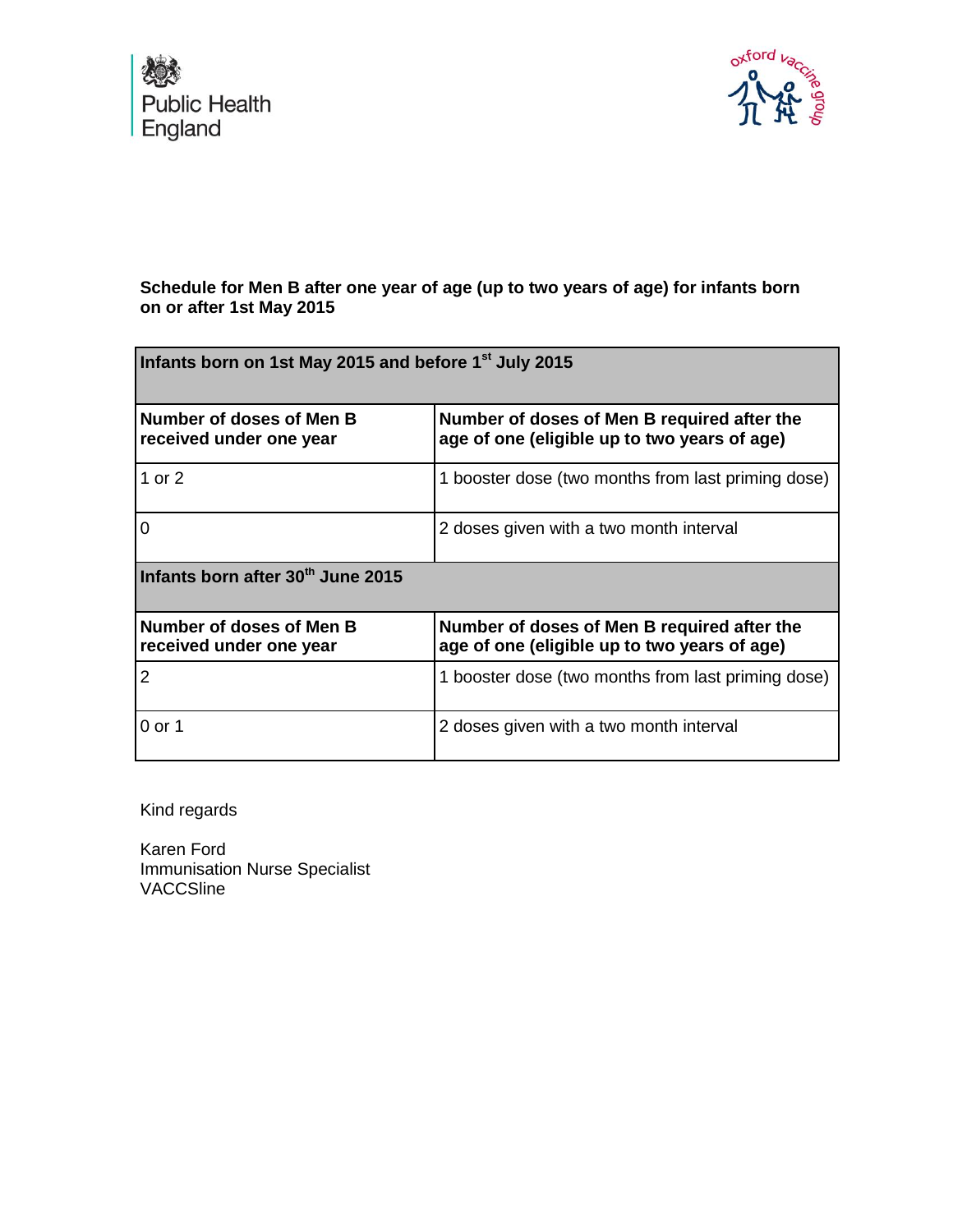**Schedule for Men B after one year of age (up to two years of age) for infants born on or after 1st May 2015**

| **Infants born on 1st May 2015 and before 1st July 2015** | |
|---|---|
| **Number of doses of Men B received under one year** | **Number of doses of Men B required after the age of one (eligible up to two years of age)** |
| 1 or 2 | 1 booster dose (two months from last priming dose) |
| 0 | 2 doses given with a two month interval |
| **Infants born after 30th June 2015** | |
| **Number of doses of Men B received under one year** | **Number of doses of Men B required after the age of one (eligible up to two years of age)** |
| 2 | 1 booster dose (two months from last priming dose) |
| 0 or 1 | 2 doses given with a two month interval |

Kind regards

Karen Ford
Immunisation Nurse Specialist
VACCSline